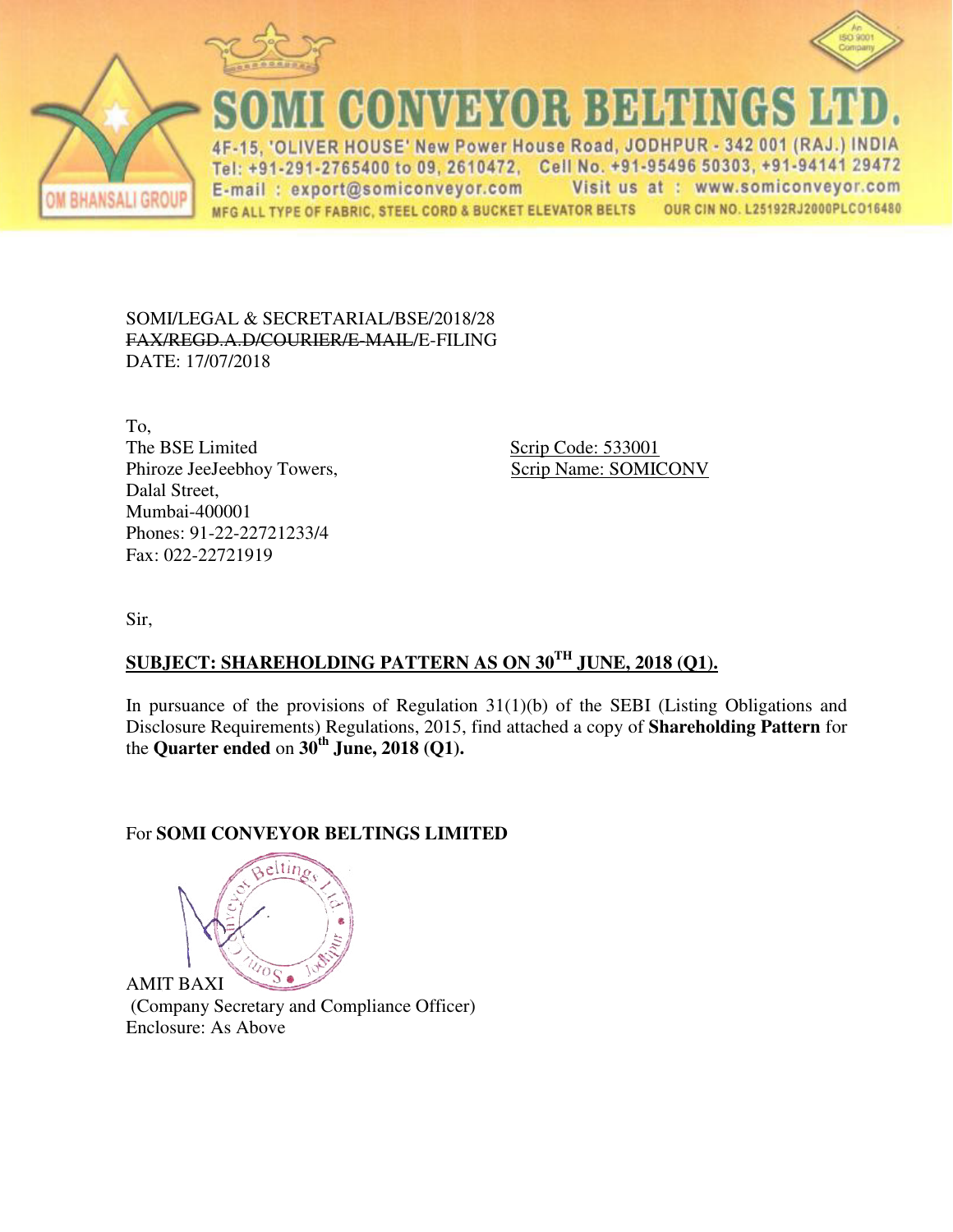# SOMI CONVEYOR BELTINGS LTD.

OM BHANSALI GROUP

An ISO 9001 Company

4F-15, 'OLIVER HOUSE' New Power House Road, JODHPUR - 342 001 (RAJ.) INDIA
Tel: +91-291-2765400 to 09, 2610472, Cell No. +91-95496 50303, +91-94141 29472
E-mail : export@somiconveyor.com Visit us at : www.somiconveyor.com
MFG ALL TYPE OF FABRIC, STEEL CORD & BUCKET ELEVATOR BELTS OUR CIN NO. L25192RJ2000PLCO16480

SOMI/LEGAL & SECRETARIAL/BSE/2018/28
~~FAX/REGD.A.D/COURIER/E-MAIL~~/E-FILING
DATE: 17/07/2018

To,
The BSE Limited
Phiroze JeeJeebhoy Towers,
Dalal Street,
Mumbai-400001
Phones: 91-22-22721233/4
Fax: 022-22721919

Scrip Code: 533001
Scrip Name: SOMICONV

Sir,

**SUBJECT: SHAREHOLDING PATTERN AS ON 30TH JUNE, 2018 (Q1).**

In pursuance of the provisions of Regulation 31(1)(b) of the SEBI (Listing Obligations and Disclosure Requirements) Regulations, 2015, find attached a copy of **Shareholding Pattern** for the **Quarter ended** on **30th June, 2018 (Q1).**

For **SOMI CONVEYOR BELTINGS LIMITED**

AMIT BAXI
(Company Secretary and Compliance Officer)
Enclosure: As Above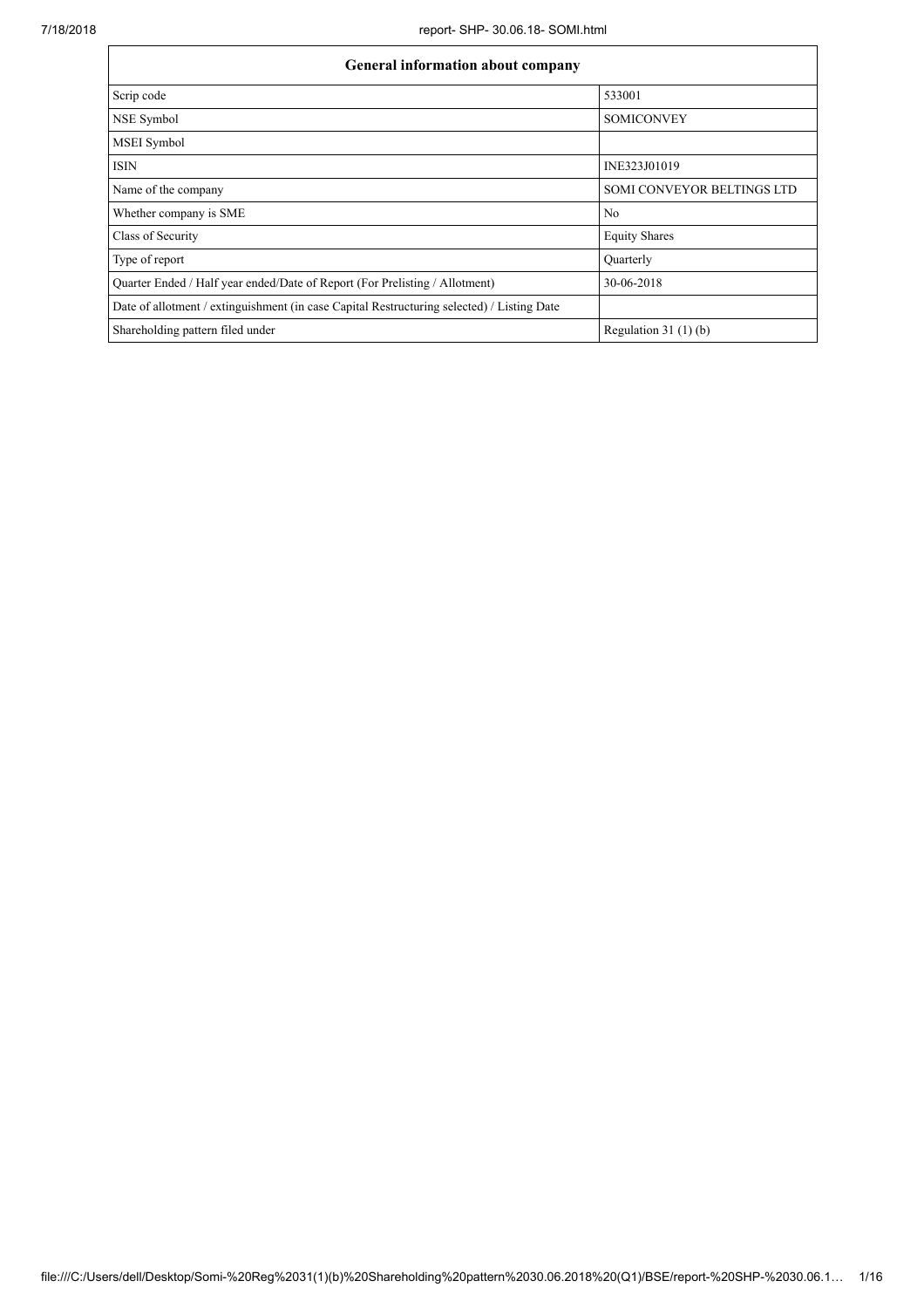| General information about company | |
|---|---|
| Scrip code | 533001 |
| NSE Symbol | SOMICONVEY |
| MSEI Symbol | |
| ISIN | INE323J01019 |
| Name of the company | SOMI CONVEYOR BELTINGS LTD |
| Whether company is SME | No |
| Class of Security | Equity Shares |
| Type of report | Quarterly |
| Quarter Ended / Half year ended/Date of Report (For Prelisting / Allotment) | 30-06-2018 |
| Date of allotment / extinguishment (in case Capital Restructuring selected) / Listing Date | |
| Shareholding pattern filed under | Regulation 31 (1) (b) |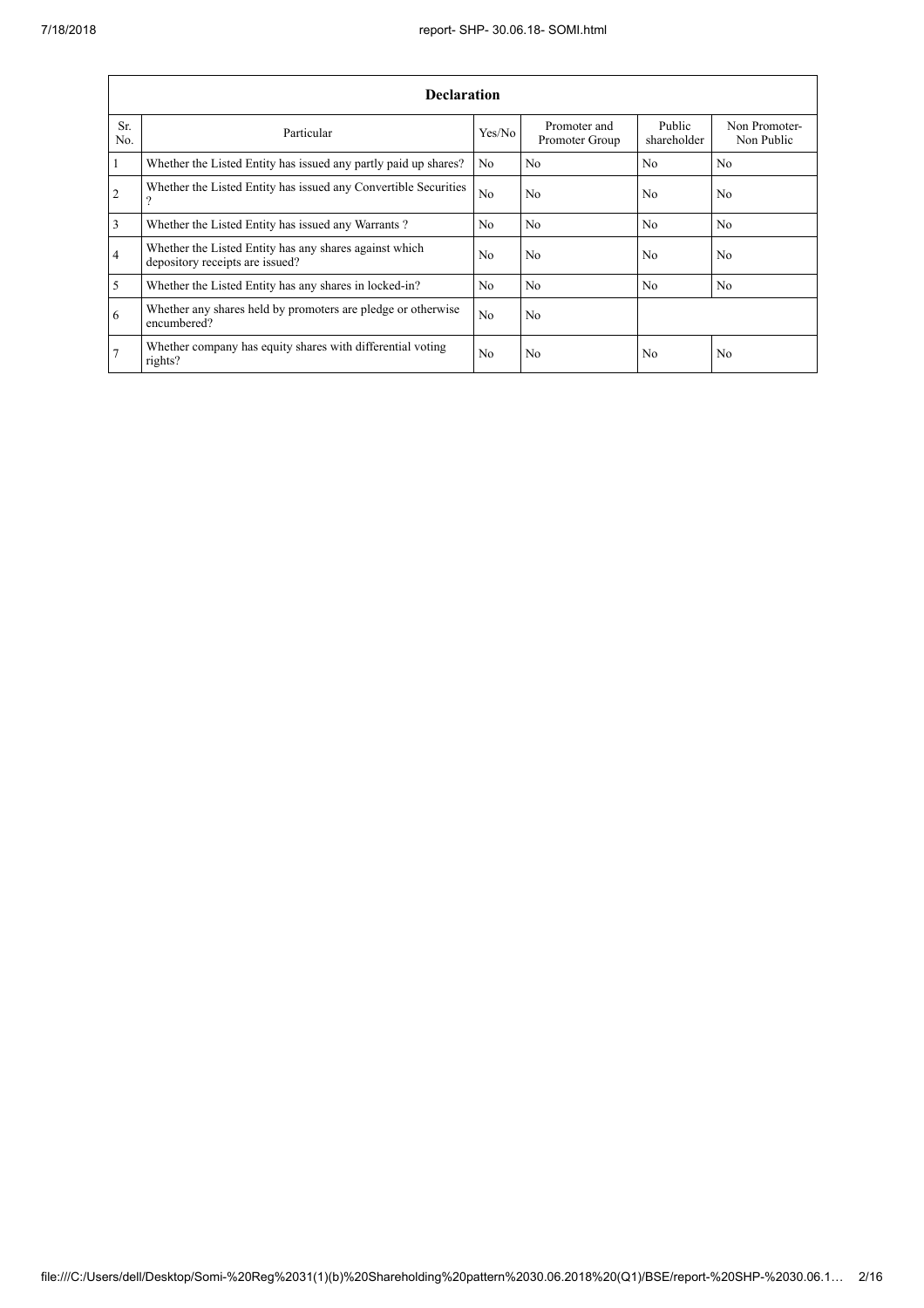| Declaration | | | | | |
|---|---|---|---|---|---|
| Sr. No. | Particular | Yes/No | Promoter and Promoter Group | Public shareholder | Non Promoter- Non Public |
| 1 | Whether the Listed Entity has issued any partly paid up shares? | No | No | No | No |
| 2 | Whether the Listed Entity has issued any Convertible Securities ? | No | No | No | No |
| 3 | Whether the Listed Entity has issued any Warrants ? | No | No | No | No |
| 4 | Whether the Listed Entity has any shares against which depository receipts are issued? | No | No | No | No |
| 5 | Whether the Listed Entity has any shares in locked-in? | No | No | No | No |
| 6 | Whether any shares held by promoters are pledge or otherwise encumbered? | No | No | | |
| 7 | Whether company has equity shares with differential voting rights? | No | No | No | No |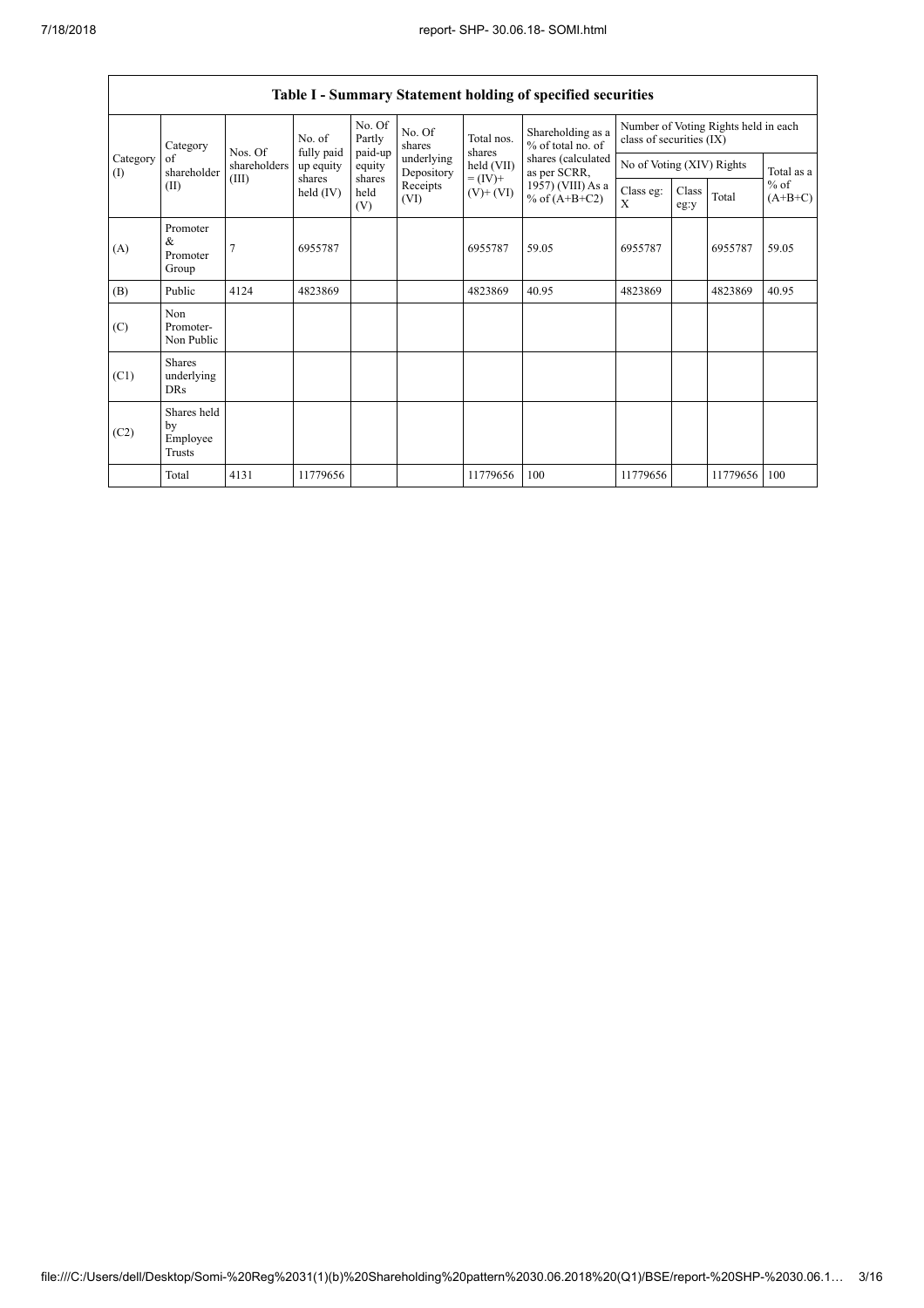## Table I - Summary Statement holding of specified securities

| Category (I) | Category of shareholder (II) | Nos. Of shareholders (III) | No. of fully paid up equity shares held (IV) | No. Of Partly paid-up equity shares held (V) | No. Of shares underlying Depository Receipts (VI) | Total nos. shares held (VII) = (IV)+ (V)+ (VI) | Shareholding as a % of total no. of shares (calculated as per SCRR, 1957) (VIII) As a % of (A+B+C2) | Number of Voting Rights held in each class of securities (IX) | | | |
|---|---|---|---|---|---|---|---|---|---|---|---|
| | | | | | | | | No of Voting (XIV) Rights | | | Total as a % of (A+B+C) |
| | | | | | | | | Class eg: X | Class eg:y | Total | |
| (A) | Promoter & Promoter Group | 7 | 6955787 | | | 6955787 | 59.05 | 6955787 | | 6955787 | 59.05 |
| (B) | Public | 4124 | 4823869 | | | 4823869 | 40.95 | 4823869 | | 4823869 | 40.95 |
| (C) | Non Promoter- Non Public | | | | | | | | | | |
| (C1) | Shares underlying DRs | | | | | | | | | | |
| (C2) | Shares held by Employee Trusts | | | | | | | | | | |
| | Total | 4131 | 11779656 | | | 11779656 | 100 | 11779656 | | 11779656 | 100 |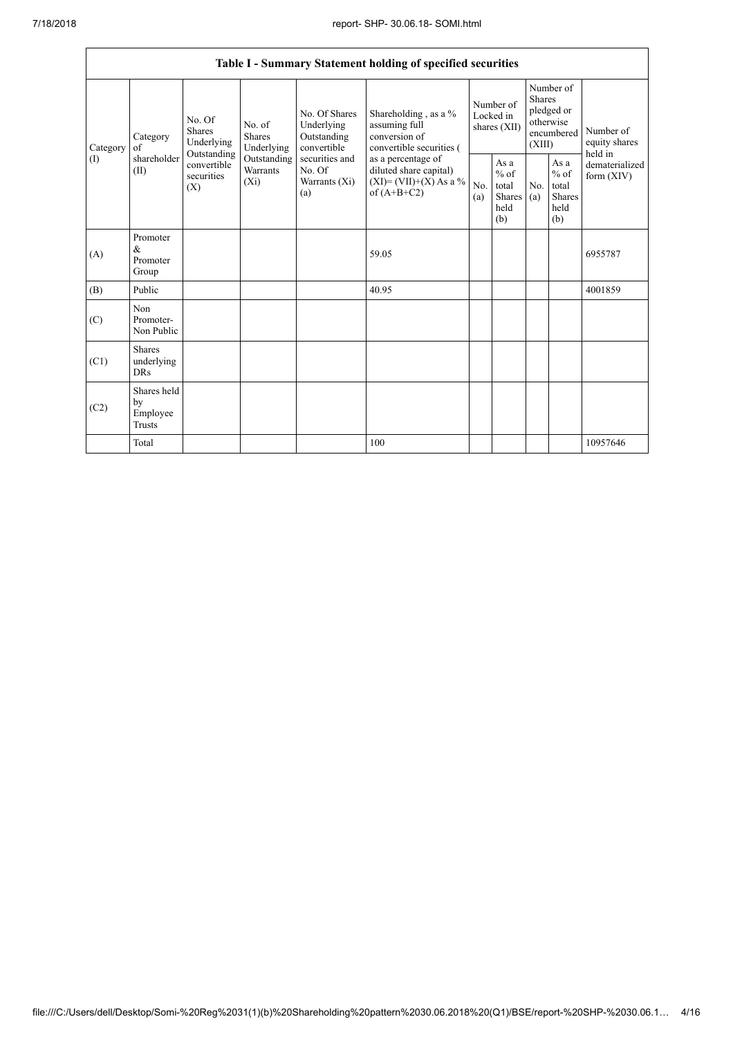| Table I - Summary Statement holding of specified securities | | | | | | | | | | |
|---|---|---|---|---|---|---|---|---|---|---|
| Category (I) | Category of shareholder (II) | No. Of Shares Underlying Outstanding convertible securities (X) | No. of Shares Underlying Outstanding Warrants (Xi) | No. Of Shares Underlying Outstanding convertible securities and No. Of Warrants (Xi) (a) | Shareholding , as a % assuming full conversion of convertible securities ( as a percentage of diluted share capital) (XI)= (VII)+(X) As a % of (A+B+C2) | Number of Locked in shares (XII) | | Number of Shares pledged or otherwise encumbered (XIII) | | Number of equity shares held in dematerialized form (XIV) |
| | | | | | | No. (a) | As a % of total Shares held (b) | No. (a) | As a % of total Shares held (b) | |
| (A) | Promoter & Promoter Group | | | | 59.05 | | | | | 6955787 |
| (B) | Public | | | | 40.95 | | | | | 4001859 |
| (C) | Non Promoter- Non Public | | | | | | | | | |
| (C1) | Shares underlying DRs | | | | | | | | | |
| (C2) | Shares held by Employee Trusts | | | | | | | | | |
| | Total | | | | 100 | | | | | 10957646 |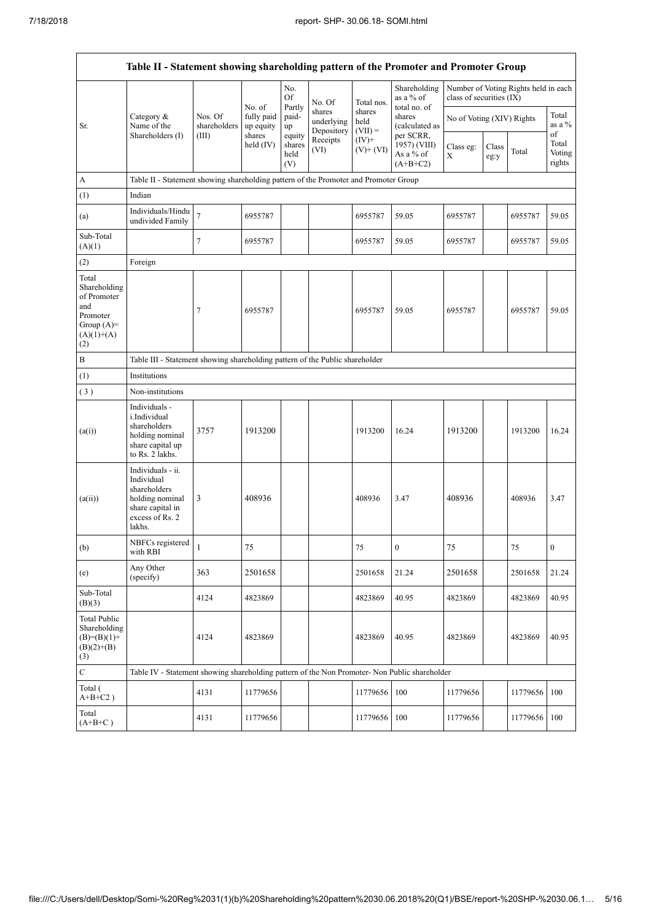| Table II - Statement showing shareholding pattern of the Promoter and Promoter Group | | | | | | | | | | | |
|---|---|---|---|---|---|---|---|---|---|---|---|
| Sr. | Category & Name of the Shareholders (I) | Nos. Of shareholders (III) | No. of fully paid up equity shares held (IV) | No. Of Partly paid-up equity shares held (V) | No. Of shares underlying Depository Receipts (VI) | Total nos. shares held (VII) = (IV)+ (V)+ (VI) | Shareholding as a % of total no. of shares (calculated as per SCRR, 1957) (VIII) As a % of (A+B+C2) | Number of Voting Rights held in each class of securities (IX) | | | |
| | | | | | | | | No of Voting (XIV) Rights | | | Total as a % of Total Voting rights |
| | | | | | | | | Class eg: X | Class eg:y | Total | |
| A | Table II - Statement showing shareholding pattern of the Promoter and Promoter Group | | | | | | | | | | |
| (1) | Indian | | | | | | | | | | |
| (a) | Individuals/Hindu undivided Family | 7 | 6955787 | | | 6955787 | 59.05 | 6955787 | | 6955787 | 59.05 |
| Sub-Total (A)(1) | | 7 | 6955787 | | | 6955787 | 59.05 | 6955787 | | 6955787 | 59.05 |
| (2) | Foreign | | | | | | | | | | |
| Total Shareholding of Promoter and Promoter Group (A)= (A)(1)+(A)(2) | | 7 | 6955787 | | | 6955787 | 59.05 | 6955787 | | 6955787 | 59.05 |
| B | Table III - Statement showing shareholding pattern of the Public shareholder | | | | | | | | | | |
| (1) | Institutions | | | | | | | | | | |
| (3) | Non-institutions | | | | | | | | | | |
| (a(i)) | Individuals - i.Individual shareholders holding nominal share capital up to Rs. 2 lakhs. | 3757 | 1913200 | | | 1913200 | 16.24 | 1913200 | | 1913200 | 16.24 |
| (a(ii)) | Individuals - ii. Individual shareholders holding nominal share capital in excess of Rs. 2 lakhs. | 3 | 408936 | | | 408936 | 3.47 | 408936 | | 408936 | 3.47 |
| (b) | NBFCs registered with RBI | 1 | 75 | | | 75 | 0 | 75 | | 75 | 0 |
| (e) | Any Other (specify) | 363 | 2501658 | | | 2501658 | 21.24 | 2501658 | | 2501658 | 21.24 |
| Sub-Total (B)(3) | | 4124 | 4823869 | | | 4823869 | 40.95 | 4823869 | | 4823869 | 40.95 |
| Total Public Shareholding (B)=(B)(1)+ (B)(2)+(B)(3) | | 4124 | 4823869 | | | 4823869 | 40.95 | 4823869 | | 4823869 | 40.95 |
| C | Table IV - Statement showing shareholding pattern of the Non Promoter- Non Public shareholder | | | | | | | | | | |
| Total ( A+B+C2 ) | | 4131 | 11779656 | | | 11779656 | 100 | 11779656 | | 11779656 | 100 |
| Total (A+B+C ) | | 4131 | 11779656 | | | 11779656 | 100 | 11779656 | | 11779656 | 100 |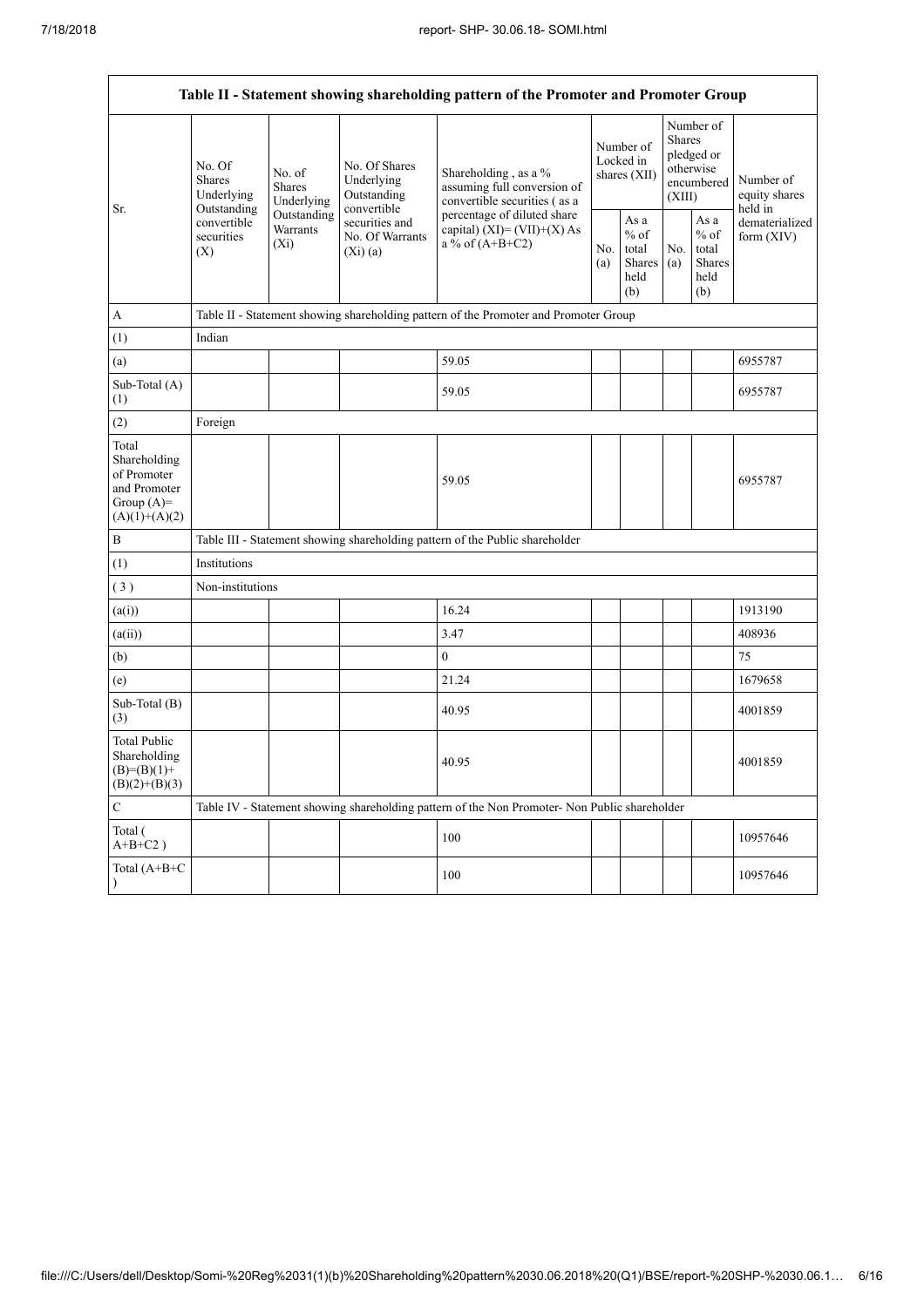| Table II - Statement showing shareholding pattern of the Promoter and Promoter Group | | | | | | | | | |
|---|---|---|---|---|---|---|---|---|---|
| Sr. | No. Of Shares Underlying Outstanding convertible securities (X) | No. of Shares Underlying Outstanding Warrants (Xi) | No. Of Shares Underlying Outstanding convertible securities and No. Of Warrants (Xi) (a) | Shareholding , as a % assuming full conversion of convertible securities ( as a percentage of diluted share capital) (XI)= (VII)+(X) As a % of (A+B+C2) | Number of Locked in shares (XII) | | Number of Shares pledged or otherwise encumbered (XIII) | | Number of equity shares held in dematerialized form (XIV) |
| | | | | | No. (a) | As a % of total Shares held (b) | No. (a) | As a % of total Shares held (b) | |
| A | Table II - Statement showing shareholding pattern of the Promoter and Promoter Group | | | | | | | | |
| (1) | Indian | | | | | | | | |
| (a) | | | | 59.05 | | | | | 6955787 |
| Sub-Total (A) (1) | | | | 59.05 | | | | | 6955787 |
| (2) | Foreign | | | | | | | | |
| Total Shareholding of Promoter and Promoter Group (A)= (A)(1)+(A)(2) | | | | 59.05 | | | | | 6955787 |
| B | Table III - Statement showing shareholding pattern of the Public shareholder | | | | | | | | |
| (1) | Institutions | | | | | | | | |
| ( 3 ) | Non-institutions | | | | | | | | |
| (a(i)) | | | | 16.24 | | | | | 1913190 |
| (a(ii)) | | | | 3.47 | | | | | 408936 |
| (b) | | | | 0 | | | | | 75 |
| (e) | | | | 21.24 | | | | | 1679658 |
| Sub-Total (B) (3) | | | | 40.95 | | | | | 4001859 |
| Total Public Shareholding (B)=(B)(1)+(B)(2)+(B)(3) | | | | 40.95 | | | | | 4001859 |
| C | Table IV - Statement showing shareholding pattern of the Non Promoter- Non Public shareholder | | | | | | | | |
| Total ( A+B+C2 ) | | | | 100 | | | | | 10957646 |
| Total (A+B+C ) | | | | 100 | | | | | 10957646 |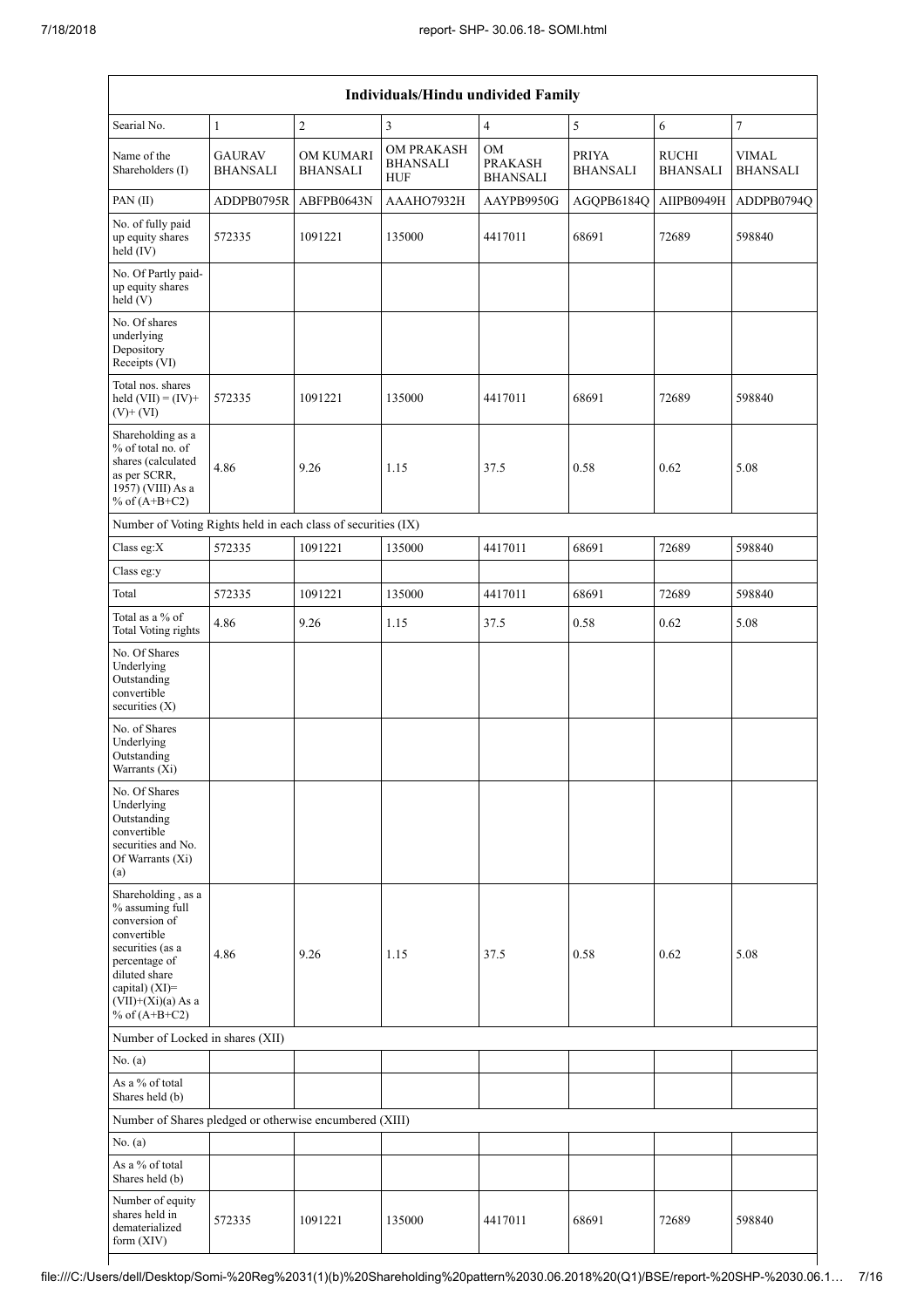| Individuals/Hindu undivided Family | | | | | | | |
|---|---|---|---|---|---|---|---|
| Searial No. | 1 | 2 | 3 | 4 | 5 | 6 | 7 |
| Name of the Shareholders (I) | GAURAV BHANSALI | OM KUMARI BHANSALI | OM PRAKASH BHANSALI HUF | OM PRAKASH BHANSALI | PRIYA BHANSALI | RUCHI BHANSALI | VIMAL BHANSALI |
| PAN (II) | ADDPB0795R | ABFPB0643N | AAAHO7932H | AAYPB9950G | AGQPB6184Q | AIIPB0949H | ADDPB0794Q |
| No. of fully paid up equity shares held (IV) | 572335 | 1091221 | 135000 | 4417011 | 68691 | 72689 | 598840 |
| No. Of Partly paid-up equity shares held (V) | | | | | | | |
| No. Of shares underlying Depository Receipts (VI) | | | | | | | |
| Total nos. shares held (VII) = (IV)+ (V)+ (VI) | 572335 | 1091221 | 135000 | 4417011 | 68691 | 72689 | 598840 |
| Shareholding as a % of total no. of shares (calculated as per SCRR, 1957) (VIII) As a % of (A+B+C2) | 4.86 | 9.26 | 1.15 | 37.5 | 0.58 | 0.62 | 5.08 |
| Number of Voting Rights held in each class of securities (IX) | | | | | | | |
| Class eg:X | 572335 | 1091221 | 135000 | 4417011 | 68691 | 72689 | 598840 |
| Class eg:y | | | | | | | |
| Total | 572335 | 1091221 | 135000 | 4417011 | 68691 | 72689 | 598840 |
| Total as a % of Total Voting rights | 4.86 | 9.26 | 1.15 | 37.5 | 0.58 | 0.62 | 5.08 |
| No. Of Shares Underlying Outstanding convertible securities (X) | | | | | | | |
| No. of Shares Underlying Outstanding Warrants (Xi) | | | | | | | |
| No. Of Shares Underlying Outstanding convertible securities and No. Of Warrants (Xi) (a) | | | | | | | |
| Shareholding , as a % assuming full conversion of convertible securities (as a percentage of diluted share capital) (XI)= (VII)+(Xi)(a) As a % of (A+B+C2) | 4.86 | 9.26 | 1.15 | 37.5 | 0.58 | 0.62 | 5.08 |
| Number of Locked in shares (XII) | | | | | | | |
| No. (a) | | | | | | | |
| As a % of total Shares held (b) | | | | | | | |
| Number of Shares pledged or otherwise encumbered (XIII) | | | | | | | |
| No. (a) | | | | | | | |
| As a % of total Shares held (b) | | | | | | | |
| Number of equity shares held in dematerialized form (XIV) | 572335 | 1091221 | 135000 | 4417011 | 68691 | 72689 | 598840 |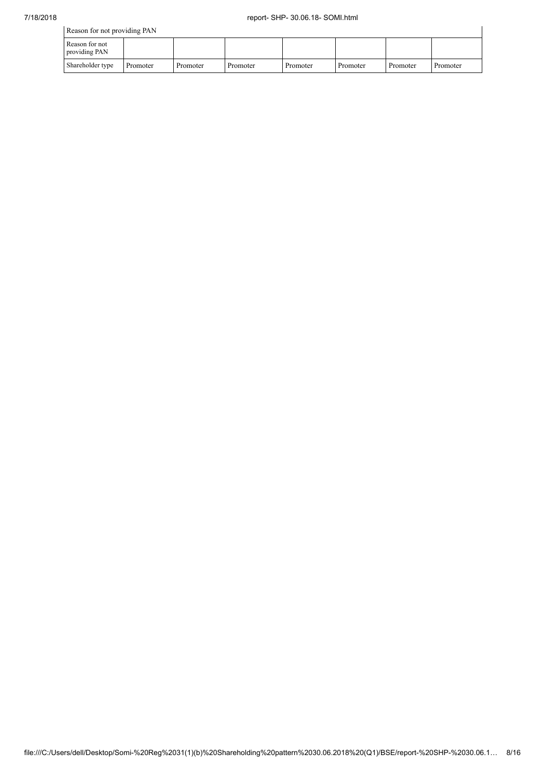| Reason for not providing PAN | | | | | | | |
|---|---|---|---|---|---|---|---|
| Reason for not providing PAN | | | | | | | |
| Shareholder type | Promoter | Promoter | Promoter | Promoter | Promoter | Promoter | Promoter |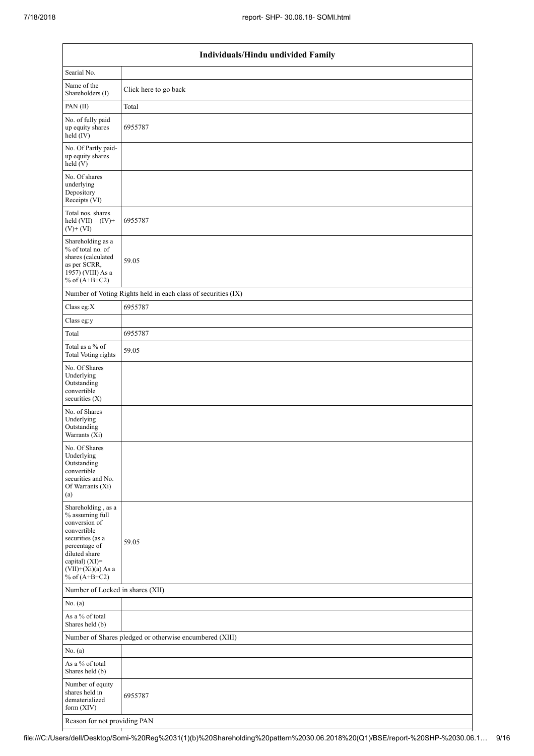| Individuals/Hindu undivided Family | |
|---|---|
| Searial No. | |
| Name of the Shareholders (I) | Click here to go back |
| PAN (II) | Total |
| No. of fully paid up equity shares held (IV) | 6955787 |
| No. Of Partly paid-up equity shares held (V) | |
| No. Of shares underlying Depository Receipts (VI) | |
| Total nos. shares held (VII) = (IV)+ (V)+ (VI) | 6955787 |
| Shareholding as a % of total no. of shares (calculated as per SCRR, 1957) (VIII) As a % of (A+B+C2) | 59.05 |
| Number of Voting Rights held in each class of securities (IX) | |
| Class eg:X | 6955787 |
| Class eg:y | |
| Total | 6955787 |
| Total as a % of Total Voting rights | 59.05 |
| No. Of Shares Underlying Outstanding convertible securities (X) | |
| No. of Shares Underlying Outstanding Warrants (Xi) | |
| No. Of Shares Underlying Outstanding convertible securities and No. Of Warrants (Xi) (a) | |
| Shareholding , as a % assuming full conversion of convertible securities (as a percentage of diluted share capital) (XI)= (VII)+(Xi)(a) As a % of (A+B+C2) | 59.05 |
| Number of Locked in shares (XII) | |
| No. (a) | |
| As a % of total Shares held (b) | |
| Number of Shares pledged or otherwise encumbered (XIII) | |
| No. (a) | |
| As a % of total Shares held (b) | |
| Number of equity shares held in dematerialized form (XIV) | 6955787 |
| Reason for not providing PAN | |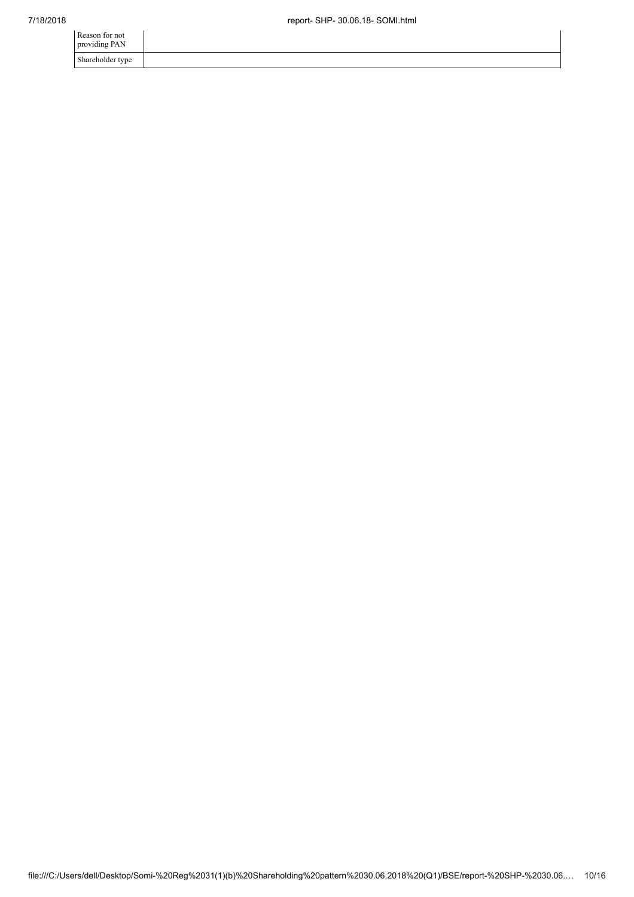| Reason for not providing PAN | |
|---|---|
| Shareholder type | |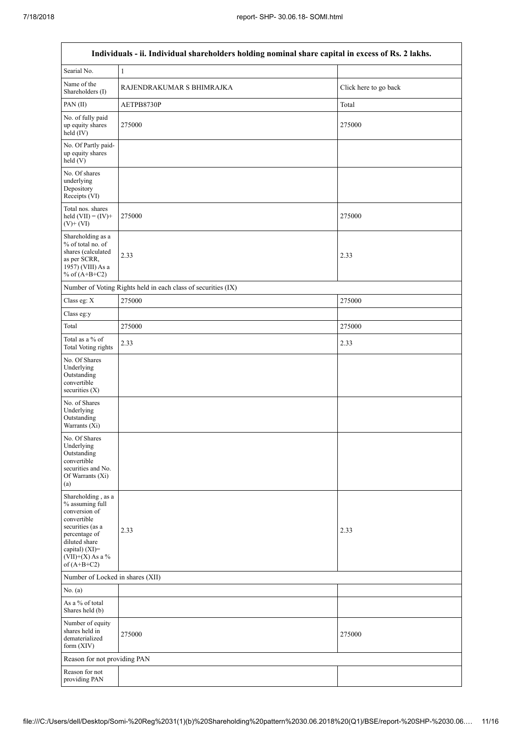| Individuals - ii. Individual shareholders holding nominal share capital in excess of Rs. 2 lakhs. | | |
|---|---|---|
| Searial No. | 1 | |
| Name of the Shareholders (I) | RAJENDRAKUMAR S BHIMRAJKA | Click here to go back |
| PAN (II) | AETPB8730P | Total |
| No. of fully paid up equity shares held (IV) | 275000 | 275000 |
| No. Of Partly paid-up equity shares held (V) | | |
| No. Of shares underlying Depository Receipts (VI) | | |
| Total nos. shares held (VII) = (IV)+ (V)+ (VI) | 275000 | 275000 |
| Shareholding as a % of total no. of shares (calculated as per SCRR, 1957) (VIII) As a % of (A+B+C2) | 2.33 | 2.33 |
| Number of Voting Rights held in each class of securities (IX) | | |
| Class eg: X | 275000 | 275000 |
| Class eg:y | | |
| Total | 275000 | 275000 |
| Total as a % of Total Voting rights | 2.33 | 2.33 |
| No. Of Shares Underlying Outstanding convertible securities (X) | | |
| No. of Shares Underlying Outstanding Warrants (Xi) | | |
| No. Of Shares Underlying Outstanding convertible securities and No. Of Warrants (Xi) (a) | | |
| Shareholding , as a % assuming full conversion of convertible securities (as a percentage of diluted share capital) (XI)= (VII)+(X) As a % of (A+B+C2) | 2.33 | 2.33 |
| Number of Locked in shares (XII) | | |
| No. (a) | | |
| As a % of total Shares held (b) | | |
| Number of equity shares held in dematerialized form (XIV) | 275000 | 275000 |
| Reason for not providing PAN | | |
| Reason for not providing PAN | | |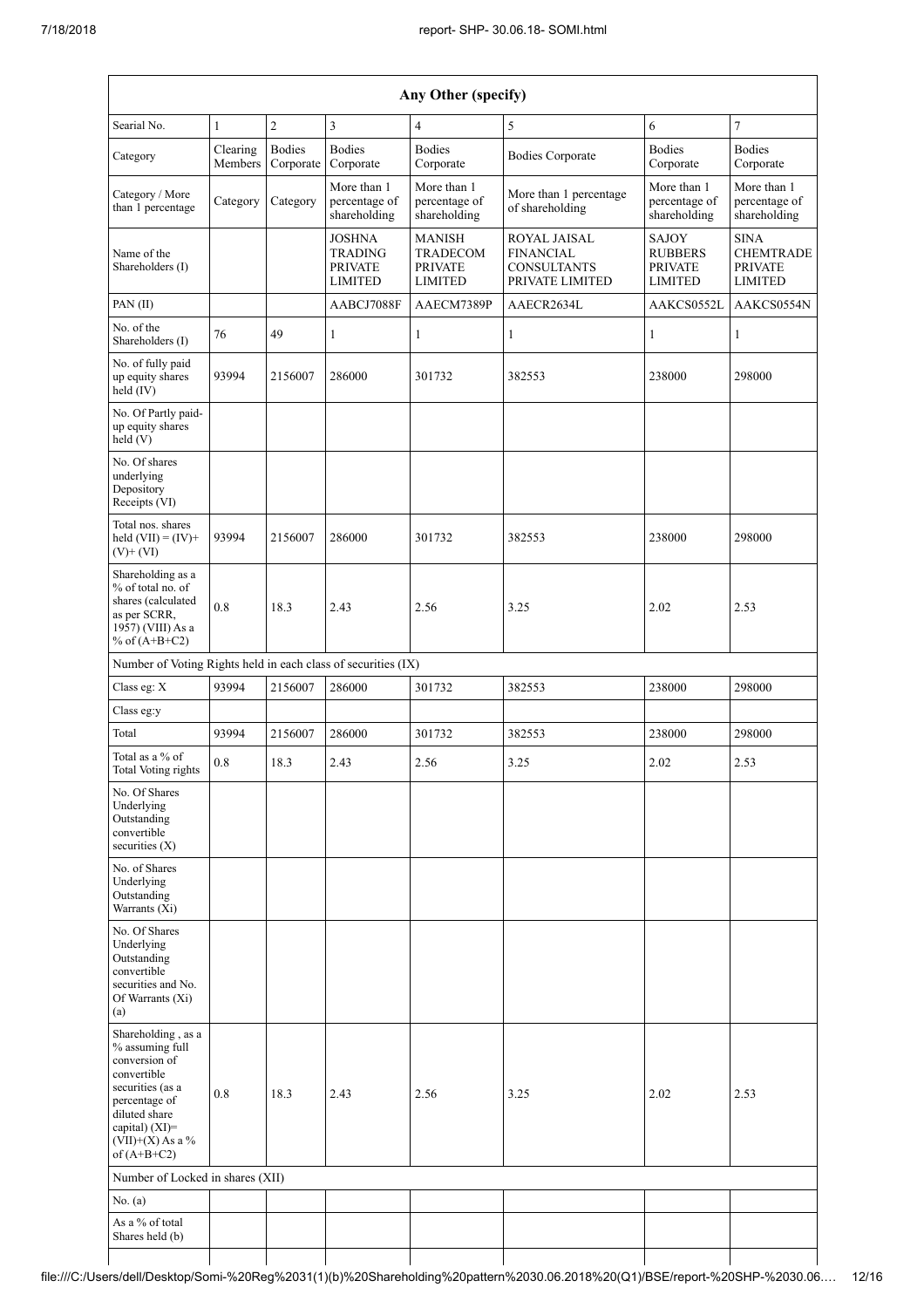| Any Other (specify) | | | | | | | |
|---|---|---|---|---|---|---|---|
| Searial No. | 1 | 2 | 3 | 4 | 5 | 6 | 7 |
| Category | Clearing Members | Bodies Corporate | Bodies Corporate | Bodies Corporate | Bodies Corporate | Bodies Corporate | Bodies Corporate |
| Category / More than 1 percentage | Category | Category | More than 1 percentage of shareholding | More than 1 percentage of shareholding | More than 1 percentage of shareholding | More than 1 percentage of shareholding | More than 1 percentage of shareholding |
| Name of the Shareholders (I) | | | JOSHNA TRADING PRIVATE LIMITED | MANISH TRADECOM PRIVATE LIMITED | ROYAL JAISAL FINANCIAL CONSULTANTS PRIVATE LIMITED | SAJOY RUBBERS PRIVATE LIMITED | SINA CHEMTRADE PRIVATE LIMITED |
| PAN (II) | | | AABCJ7088F | AAECM7389P | AAECR2634L | AAKCS0552L | AAKCS0554N |
| No. of the Shareholders (I) | 76 | 49 | 1 | 1 | 1 | 1 | 1 |
| No. of fully paid up equity shares held (IV) | 93994 | 2156007 | 286000 | 301732 | 382553 | 238000 | 298000 |
| No. Of Partly paid-up equity shares held (V) | | | | | | | |
| No. Of shares underlying Depository Receipts (VI) | | | | | | | |
| Total nos. shares held (VII) = (IV)+(V)+ (VI) | 93994 | 2156007 | 286000 | 301732 | 382553 | 238000 | 298000 |
| Shareholding as a % of total no. of shares (calculated as per SCRR, 1957) (VIII) As a % of (A+B+C2) | 0.8 | 18.3 | 2.43 | 2.56 | 3.25 | 2.02 | 2.53 |
| Number of Voting Rights held in each class of securities (IX) | | | | | | | |
| Class eg: X | 93994 | 2156007 | 286000 | 301732 | 382553 | 238000 | 298000 |
| Class eg:y | | | | | | | |
| Total | 93994 | 2156007 | 286000 | 301732 | 382553 | 238000 | 298000 |
| Total as a % of Total Voting rights | 0.8 | 18.3 | 2.43 | 2.56 | 3.25 | 2.02 | 2.53 |
| No. Of Shares Underlying Outstanding convertible securities (X) | | | | | | | |
| No. of Shares Underlying Outstanding Warrants (Xi) | | | | | | | |
| No. Of Shares Underlying Outstanding convertible securities and No. Of Warrants (Xi) (a) | | | | | | | |
| Shareholding , as a % assuming full conversion of convertible securities (as a percentage of diluted share capital) (XI)= (VII)+(X) As a % of (A+B+C2) | 0.8 | 18.3 | 2.43 | 2.56 | 3.25 | 2.02 | 2.53 |
| Number of Locked in shares (XII) | | | | | | | |
| No. (a) | | | | | | | |
| As a % of total Shares held (b) | | | | | | | |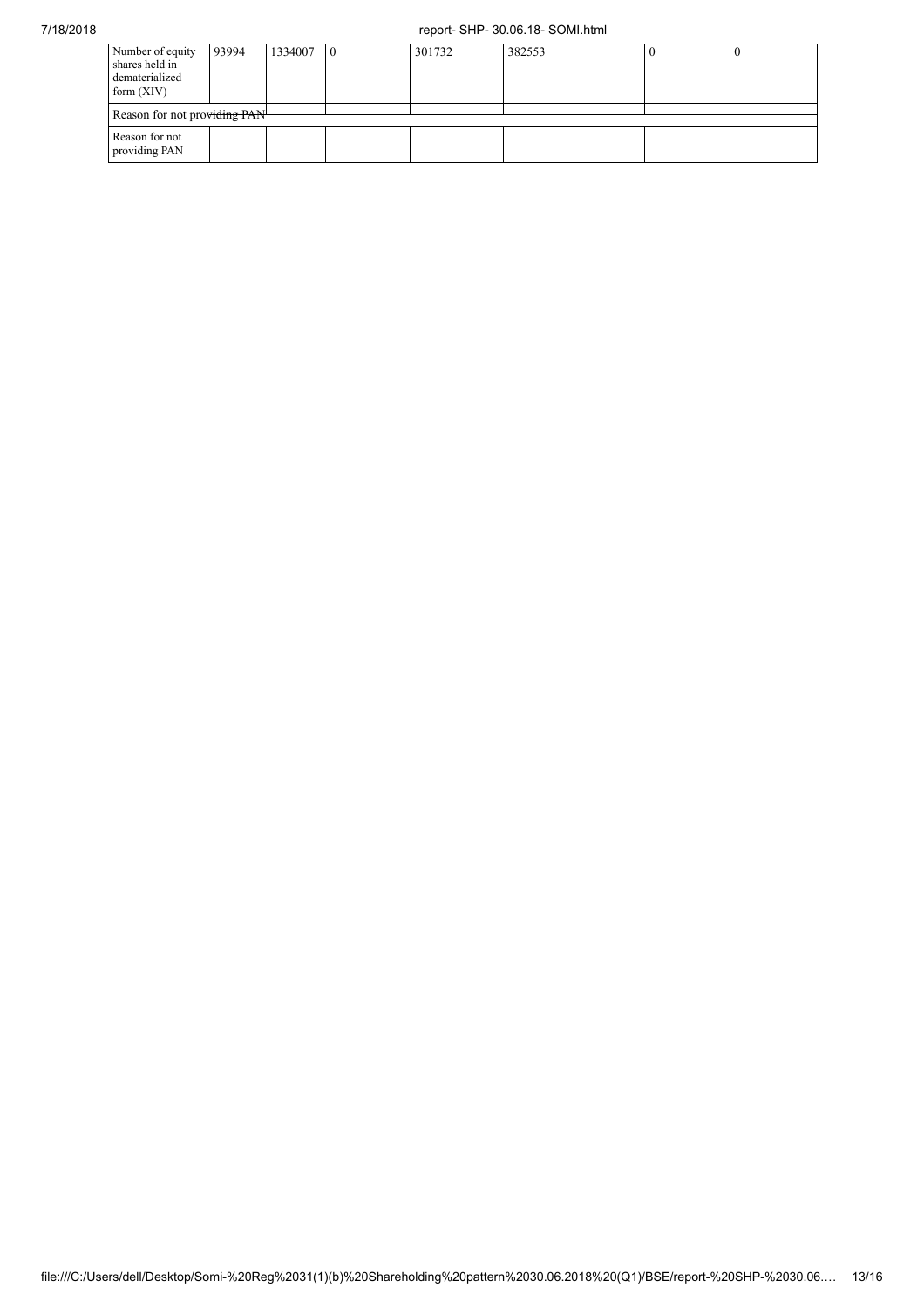| Number of equity shares held in dematerialized form (XIV) | 93994 | 1334007 | 0 | 301732 | 382553 | 0 | 0 |
|---|---|---|---|---|---|---|---|
| Reason for not providing PAN | | | | | | | |
| Reason for not providing PAN | | | | | | | |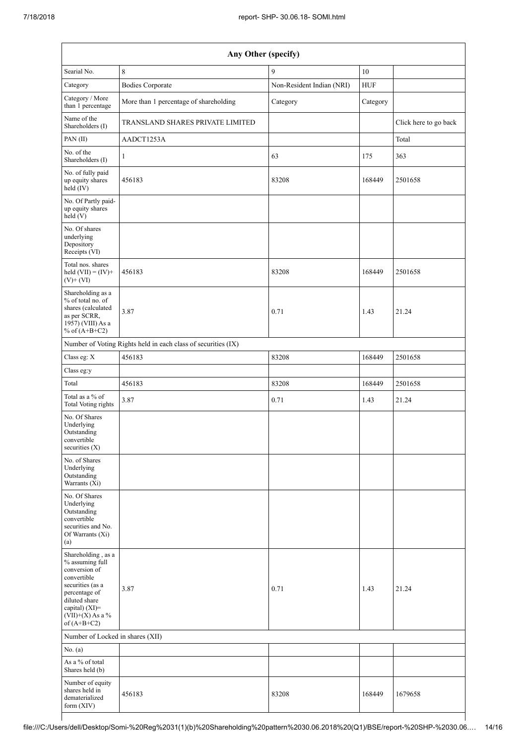| Any Other (specify) | | | | |
|---|---|---|---|---|
| Searial No. | 8 | 9 | 10 | |
| Category | Bodies Corporate | Non-Resident Indian (NRI) | HUF | |
| Category / More than 1 percentage | More than 1 percentage of shareholding | Category | Category | |
| Name of the Shareholders (I) | TRANSLAND SHARES PRIVATE LIMITED | | | Click here to go back |
| PAN (II) | AADCT1253A | | | Total |
| No. of the Shareholders (I) | 1 | 63 | 175 | 363 |
| No. of fully paid up equity shares held (IV) | 456183 | 83208 | 168449 | 2501658 |
| No. Of Partly paid-up equity shares held (V) | | | | |
| No. Of shares underlying Depository Receipts (VI) | | | | |
| Total nos. shares held (VII) = (IV)+ (V)+ (VI) | 456183 | 83208 | 168449 | 2501658 |
| Shareholding as a % of total no. of shares (calculated as per SCRR, 1957) (VIII) As a % of (A+B+C2) | 3.87 | 0.71 | 1.43 | 21.24 |
| Number of Voting Rights held in each class of securities (IX) | | | | |
| Class eg: X | 456183 | 83208 | 168449 | 2501658 |
| Class eg:y | | | | |
| Total | 456183 | 83208 | 168449 | 2501658 |
| Total as a % of Total Voting rights | 3.87 | 0.71 | 1.43 | 21.24 |
| No. Of Shares Underlying Outstanding convertible securities (X) | | | | |
| No. of Shares Underlying Outstanding Warrants (Xi) | | | | |
| No. Of Shares Underlying Outstanding convertible securities and No. Of Warrants (Xi) (a) | | | | |
| Shareholding , as a % assuming full conversion of convertible securities (as a percentage of diluted share capital) (XI)= (VII)+(X) As a % of (A+B+C2) | 3.87 | 0.71 | 1.43 | 21.24 |
| Number of Locked in shares (XII) | | | | |
| No. (a) | | | | |
| As a % of total Shares held (b) | | | | |
| Number of equity shares held in dematerialized form (XIV) | 456183 | 83208 | 168449 | 1679658 |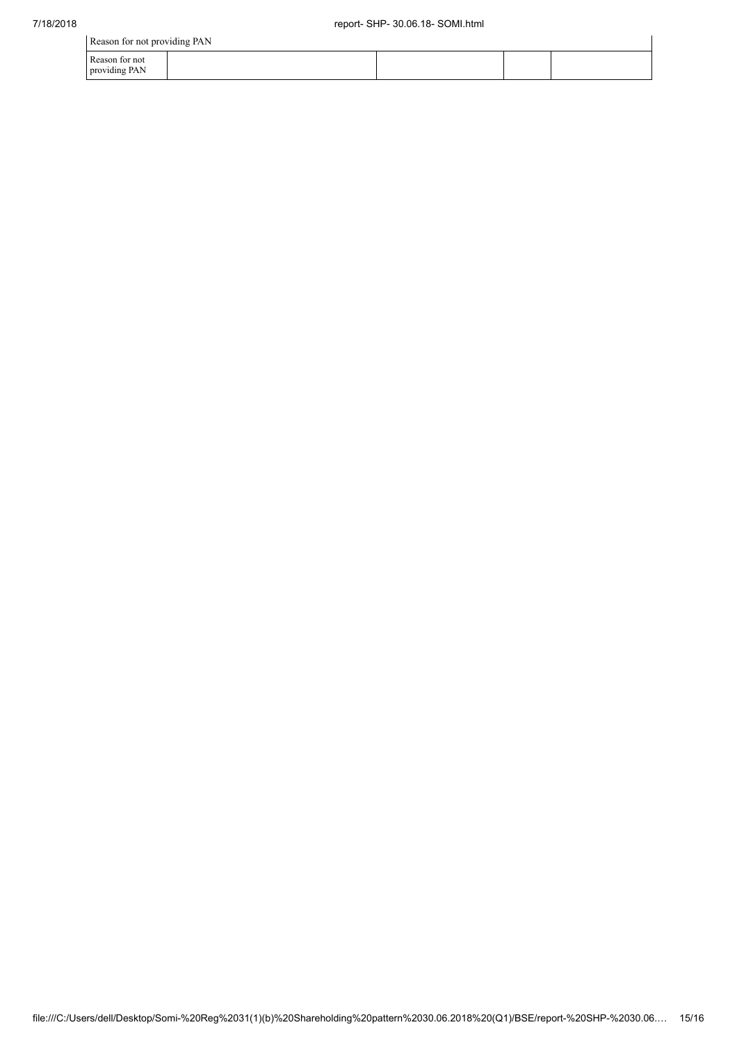| Reason for not providing PAN | | | | |
| --- | --- | --- | --- | --- |
| Reason for not providing PAN | | | | |